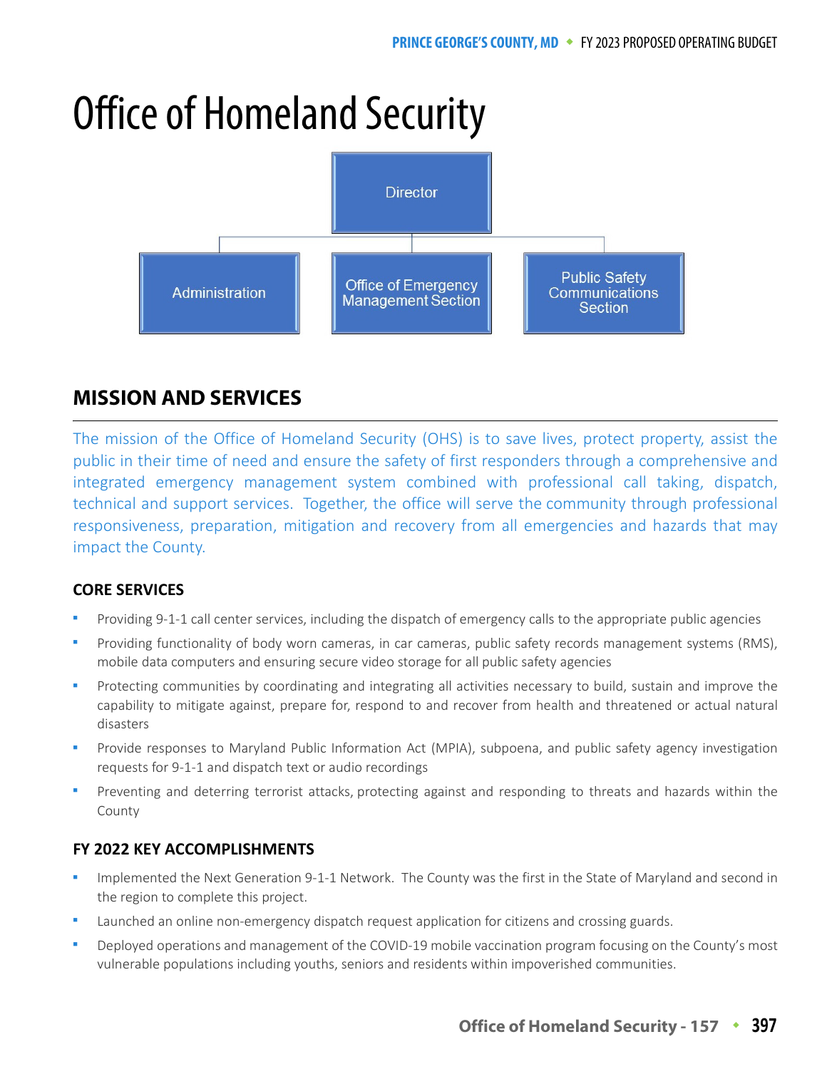# Office of Homeland Security

Director

Administration

Office of Emergency Management Section

Public Safety Communications Section

## MISSION AND SERVICES

The mission of the Office of Homeland Security (OHS) is to save lives, protect property, assist the public in their time of need and ensure the safety of first responders through a comprehensive and integrated emergency management system combined with professional call taking, dispatch, technical and support services. Together, the office will serve the community through professional responsiveness, preparation, mitigation and recovery from all emergencies and hazards that may impact the County.

### CORE SERVICES

- Providing 9-1-1 call center services, including the dispatch of emergency calls to the appropriate public agencies
- Providing functionality of body worn cameras, in car cameras, public safety records management systems (RMS), mobile data computers and ensuring secure video storage for all public safety agencies
- Protecting communities by coordinating and integrating all activities necessary to build, sustain and improve the capability to mitigate against, prepare for, respond to and recover from health and threatened or actual natural disasters
- Provide responses to Maryland Public Information Act (MPIA), subpoena, and public safety agency investigation requests for 9-1-1 and dispatch text or audio recordings
- Preventing and deterring terrorist attacks, protecting against and responding to threats and hazards within the County

### FY 2022 KEY ACCOMPLISHMENTS

- Implemented the Next Generation 9-1-1 Network. The County was the first in the State of Maryland and second in the region to complete this project.
- Launched an online non-emergency dispatch request application for citizens and crossing guards.
- Deployed operations and management of the COVID-19 mobile vaccination program focusing on the County's most vulnerable populations including youths, seniors and residents within impoverished communities.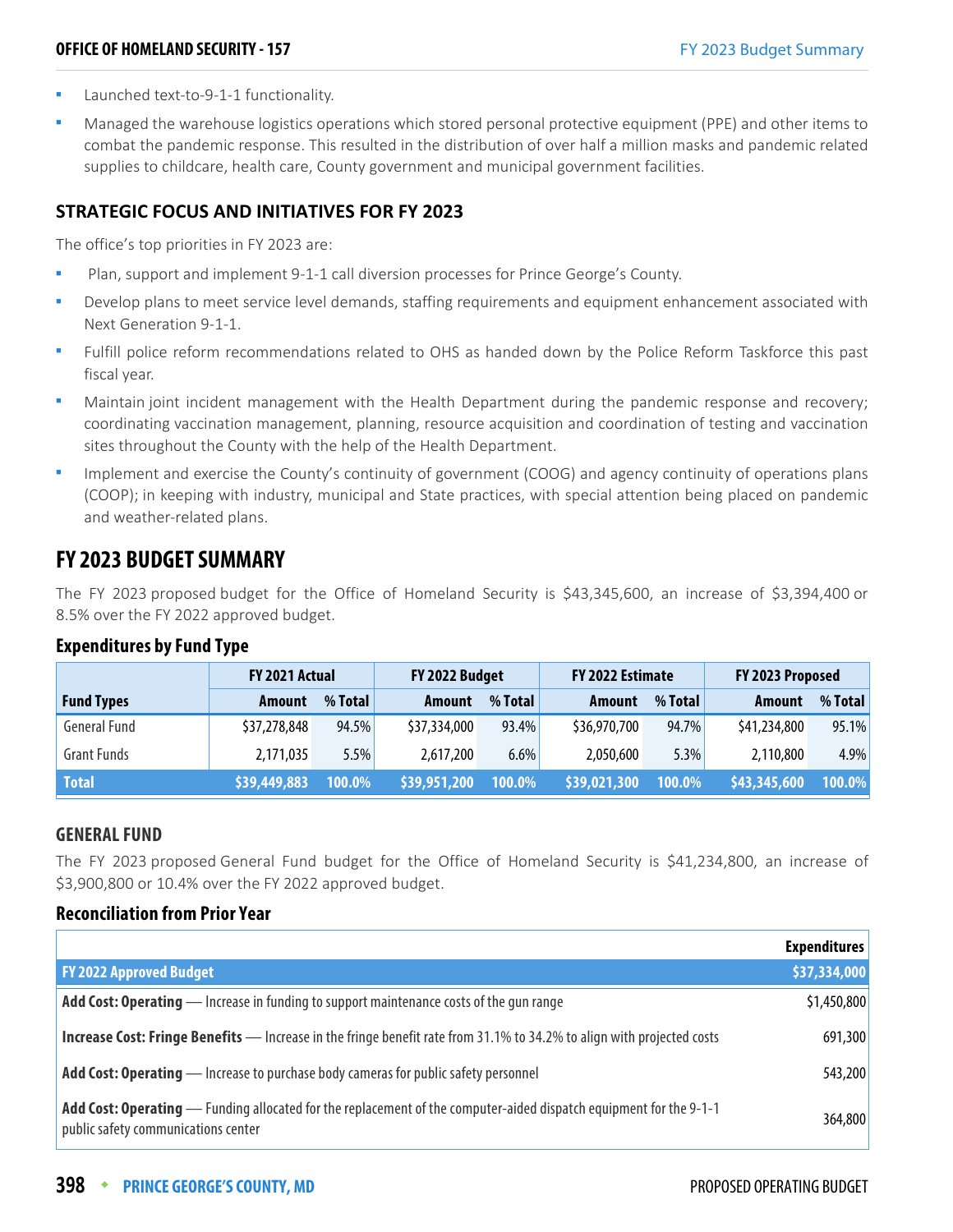- Launched text-to-9-1-1 functionality.
- Managed the warehouse logistics operations which stored personal protective equipment (PPE) and other items to combat the pandemic response. This resulted in the distribution of over half a million masks and pandemic related supplies to childcare, health care, County government and municipal government facilities.

### STRATEGIC FOCUS AND INITIATIVES FOR FY 2023

The office's top priorities in FY 2023 are:

- Plan, support and implement 9-1-1 call diversion processes for Prince George's County.
- Develop plans to meet service level demands, staffing requirements and equipment enhancement associated with Next Generation 9-1-1.
- Fulfill police reform recommendations related to OHS as handed down by the Police Reform Taskforce this past fiscal year.
- Maintain joint incident management with the Health Department during the pandemic response and recovery; coordinating vaccination management, planning, resource acquisition and coordination of testing and vaccination sites throughout the County with the help of the Health Department.
- Implement and exercise the County's continuity of government (COOG) and agency continuity of operations plans (COOP); in keeping with industry, municipal and State practices, with special attention being placed on pandemic and weather-related plans.

## FY 2023 BUDGET SUMMARY

The FY 2023 proposed budget for the Office of Homeland Security is $43,345,600, an increase of $3,394,400 or 8.5% over the FY 2022 approved budget.

### Expenditures by Fund Type

| | FY 2021 Actual | | FY 2022 Budget | | FY 2022 Estimate | | FY 2023 Proposed | |
|---|---|---|---|---|---|---|---|---|
| **Fund Types** | **Amount** | **% Total** | **Amount** | **% Total** | **Amount** | **% Total** | **Amount** | **% Total** |
| General Fund | $37,278,848 | 94.5% | $37,334,000 | 93.4% | $36,970,700 | 94.7% | $41,234,800 | 95.1% |
| Grant Funds | 2,171,035 | 5.5% | 2,617,200 | 6.6% | 2,050,600 | 5.3% | 2,110,800 | 4.9% |
| **Total** | **$39,449,883** | **100.0%** | **$39,951,200** | **100.0%** | **$39,021,300** | **100.0%** | **$43,345,600** | **100.0%** |

### GENERAL FUND

The FY 2023 proposed General Fund budget for the Office of Homeland Security is $41,234,800, an increase of $3,900,800 or 10.4% over the FY 2022 approved budget.

### Reconciliation from Prior Year

| | Expenditures |
|---|---|
| **FY 2022 Approved Budget** | **$37,334,000** |
| **Add Cost: Operating** — Increase in funding to support maintenance costs of the gun range | $1,450,800 |
| **Increase Cost: Fringe Benefits** — Increase in the fringe benefit rate from 31.1% to 34.2% to align with projected costs | 691,300 |
| **Add Cost: Operating** — Increase to purchase body cameras for public safety personnel | 543,200 |
| **Add Cost: Operating** — Funding allocated for the replacement of the computer-aided dispatch equipment for the 9-1-1 public safety communications center | 364,800 |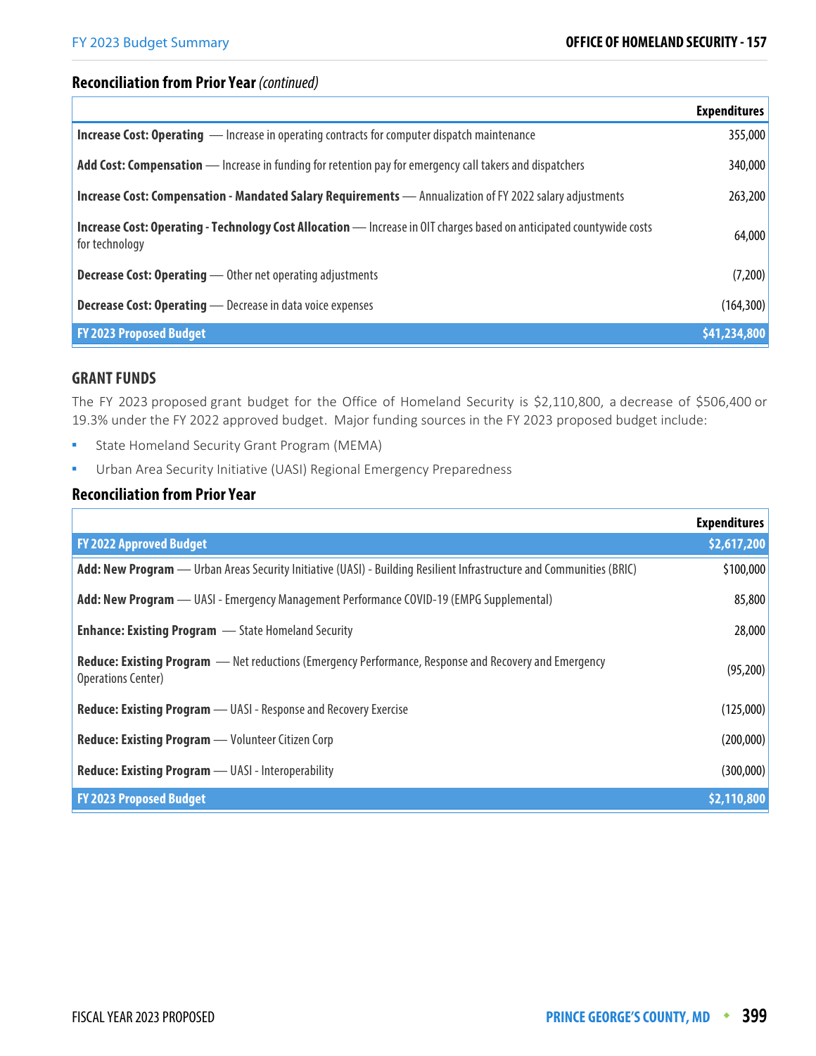## Reconciliation from Prior Year *(continued)*

| | Expenditures |
|---|---|
| **Increase Cost: Operating** — Increase in operating contracts for computer dispatch maintenance | 355,000 |
| **Add Cost: Compensation** — Increase in funding for retention pay for emergency call takers and dispatchers | 340,000 |
| **Increase Cost: Compensation - Mandated Salary Requirements** — Annualization of FY 2022 salary adjustments | 263,200 |
| **Increase Cost: Operating - Technology Cost Allocation** — Increase in OIT charges based on anticipated countywide costs for technology | 64,000 |
| **Decrease Cost: Operating** — Other net operating adjustments | (7,200) |
| **Decrease Cost: Operating** — Decrease in data voice expenses | (164,300) |
| **FY 2023 Proposed Budget** | **$41,234,800** |

## GRANT FUNDS

The FY 2023 proposed grant budget for the Office of Homeland Security is $2,110,800, a decrease of $506,400 or 19.3% under the FY 2022 approved budget. Major funding sources in the FY 2023 proposed budget include:

- State Homeland Security Grant Program (MEMA)
- Urban Area Security Initiative (UASI) Regional Emergency Preparedness

## Reconciliation from Prior Year

| | Expenditures |
|---|---|
| **FY 2022 Approved Budget** | **$2,617,200** |
| **Add: New Program** — Urban Areas Security Initiative (UASI) - Building Resilient Infrastructure and Communities (BRIC) | $100,000 |
| **Add: New Program** — UASI - Emergency Management Performance COVID-19 (EMPG Supplemental) | 85,800 |
| **Enhance: Existing Program** — State Homeland Security | 28,000 |
| **Reduce: Existing Program** — Net reductions (Emergency Performance, Response and Recovery and Emergency Operations Center) | (95,200) |
| **Reduce: Existing Program** — UASI - Response and Recovery Exercise | (125,000) |
| **Reduce: Existing Program** — Volunteer Citizen Corp | (200,000) |
| **Reduce: Existing Program** — UASI - Interoperability | (300,000) |
| **FY 2023 Proposed Budget** | **$2,110,800** |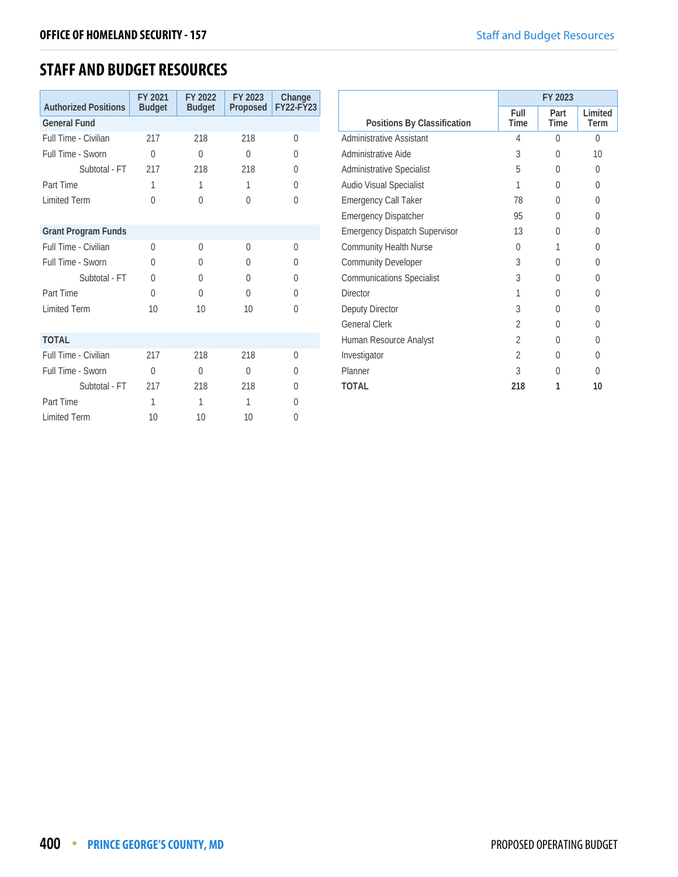## STAFF AND BUDGET RESOURCES

| Authorized Positions | FY 2021 Budget | FY 2022 Budget | FY 2023 Proposed | Change FY22-FY23 |
|---|---|---|---|---|
| **General Fund** | | | | |
| Full Time - Civilian | 217 | 218 | 218 | 0 |
| Full Time - Sworn | 0 | 0 | 0 | 0 |
| Subtotal - FT | 217 | 218 | 218 | 0 |
| Part Time | 1 | 1 | 1 | 0 |
| Limited Term | 0 | 0 | 0 | 0 |
| **Grant Program Funds** | | | | |
| Full Time - Civilian | 0 | 0 | 0 | 0 |
| Full Time - Sworn | 0 | 0 | 0 | 0 |
| Subtotal - FT | 0 | 0 | 0 | 0 |
| Part Time | 0 | 0 | 0 | 0 |
| Limited Term | 10 | 10 | 10 | 0 |
| **TOTAL** | | | | |
| Full Time - Civilian | 217 | 218 | 218 | 0 |
| Full Time - Sworn | 0 | 0 | 0 | 0 |
| Subtotal - FT | 217 | 218 | 218 | 0 |
| Part Time | 1 | 1 | 1 | 0 |
| Limited Term | 10 | 10 | 10 | 0 |

| Positions By Classification | FY 2023 | | |
|---|---|---|---|
| | Full Time | Part Time | Limited Term |
| Administrative Assistant | 4 | 0 | 0 |
| Administrative Aide | 3 | 0 | 10 |
| Administrative Specialist | 5 | 0 | 0 |
| Audio Visual Specialist | 1 | 0 | 0 |
| Emergency Call Taker | 78 | 0 | 0 |
| Emergency Dispatcher | 95 | 0 | 0 |
| Emergency Dispatch Supervisor | 13 | 0 | 0 |
| Community Health Nurse | 0 | 1 | 0 |
| Community Developer | 3 | 0 | 0 |
| Communications Specialist | 3 | 0 | 0 |
| Director | 1 | 0 | 0 |
| Deputy Director | 3 | 0 | 0 |
| General Clerk | 2 | 0 | 0 |
| Human Resource Analyst | 2 | 0 | 0 |
| Investigator | 2 | 0 | 0 |
| Planner | 3 | 0 | 0 |
| **TOTAL** | **218** | **1** | **10** |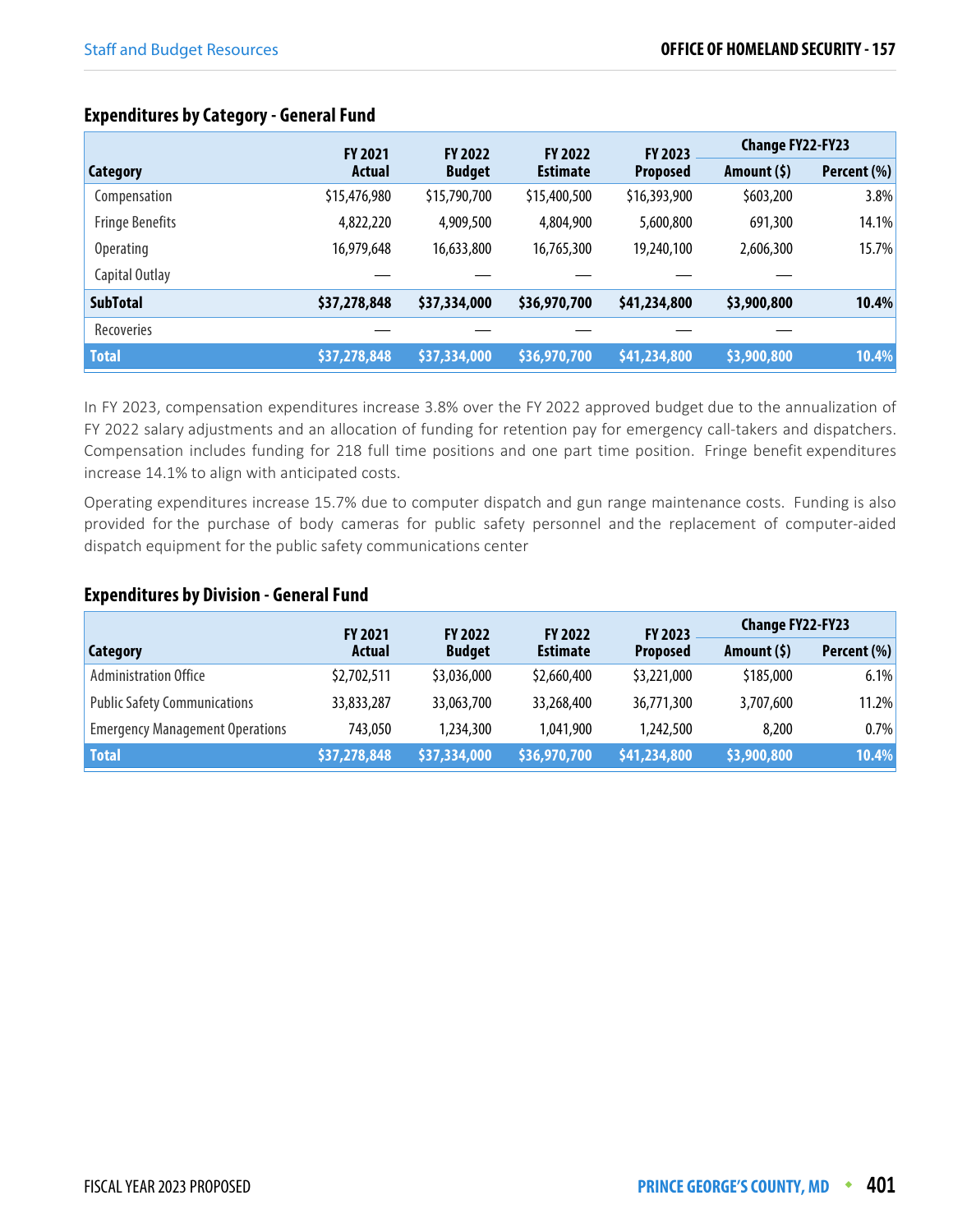### Expenditures by Category - General Fund

| Category | FY 2021 Actual | FY 2022 Budget | FY 2022 Estimate | FY 2023 Proposed | Change FY22-FY23 | |
|---|---|---|---|---|---|---|
| | | | | | **Amount ($)** | **Percent (%)** |
| Compensation | $15,476,980 | $15,790,700 | $15,400,500 | $16,393,900 | $603,200 | 3.8% |
| Fringe Benefits | 4,822,220 | 4,909,500 | 4,804,900 | 5,600,800 | 691,300 | 14.1% |
| Operating | 16,979,648 | 16,633,800 | 16,765,300 | 19,240,100 | 2,606,300 | 15.7% |
| Capital Outlay | — | — | — | — | — | |
| **SubTotal** | **$37,278,848** | **$37,334,000** | **$36,970,700** | **$41,234,800** | **$3,900,800** | **10.4%** |
| Recoveries | — | — | — | — | — | |
| **Total** | **$37,278,848** | **$37,334,000** | **$36,970,700** | **$41,234,800** | **$3,900,800** | **10.4%** |

In FY 2023, compensation expenditures increase 3.8% over the FY 2022 approved budget due to the annualization of FY 2022 salary adjustments and an allocation of funding for retention pay for emergency call-takers and dispatchers. Compensation includes funding for 218 full time positions and one part time position. Fringe benefit expenditures increase 14.1% to align with anticipated costs.

Operating expenditures increase 15.7% due to computer dispatch and gun range maintenance costs. Funding is also provided for the purchase of body cameras for public safety personnel and the replacement of computer-aided dispatch equipment for the public safety communications center

### Expenditures by Division - General Fund

| Category | FY 2021 Actual | FY 2022 Budget | FY 2022 Estimate | FY 2023 Proposed | Change FY22-FY23 | |
|---|---|---|---|---|---|---|
| | | | | | **Amount ($)** | **Percent (%)** |
| Administration Office | $2,702,511 | $3,036,000 | $2,660,400 | $3,221,000 | $185,000 | 6.1% |
| Public Safety Communications | 33,833,287 | 33,063,700 | 33,268,400 | 36,771,300 | 3,707,600 | 11.2% |
| Emergency Management Operations | 743,050 | 1,234,300 | 1,041,900 | 1,242,500 | 8,200 | 0.7% |
| **Total** | **$37,278,848** | **$37,334,000** | **$36,970,700** | **$41,234,800** | **$3,900,800** | **10.4%** |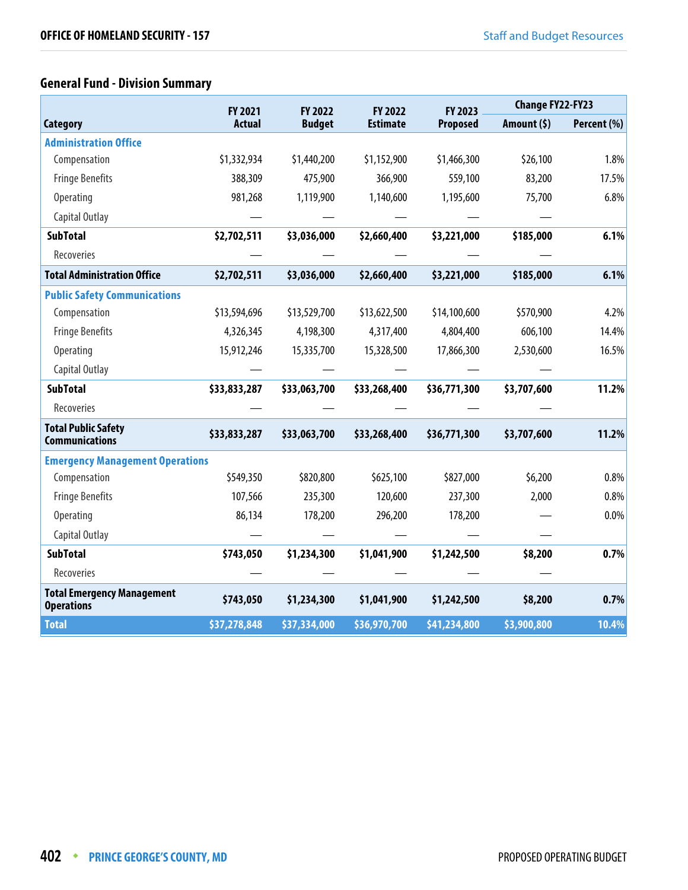## General Fund - Division Summary

| Category | FY 2021 Actual | FY 2022 Budget | FY 2022 Estimate | FY 2023 Proposed | Change FY22-FY23 | |
|---|---|---|---|---|---|---|
| | | | | | Amount ($) | Percent (%) |
| **Administration Office** | | | | | | |
| Compensation | $1,332,934 | $1,440,200 | $1,152,900 | $1,466,300 | $26,100 | 1.8% |
| Fringe Benefits | 388,309 | 475,900 | 366,900 | 559,100 | 83,200 | 17.5% |
| Operating | 981,268 | 1,119,900 | 1,140,600 | 1,195,600 | 75,700 | 6.8% |
| Capital Outlay | — | — | — | — | — | |
| **SubTotal** | **$2,702,511** | **$3,036,000** | **$2,660,400** | **$3,221,000** | **$185,000** | **6.1%** |
| Recoveries | — | — | — | — | — | |
| **Total Administration Office** | **$2,702,511** | **$3,036,000** | **$2,660,400** | **$3,221,000** | **$185,000** | **6.1%** |
| **Public Safety Communications** | | | | | | |
| Compensation | $13,594,696 | $13,529,700 | $13,622,500 | $14,100,600 | $570,900 | 4.2% |
| Fringe Benefits | 4,326,345 | 4,198,300 | 4,317,400 | 4,804,400 | 606,100 | 14.4% |
| Operating | 15,912,246 | 15,335,700 | 15,328,500 | 17,866,300 | 2,530,600 | 16.5% |
| Capital Outlay | — | — | — | — | — | |
| **SubTotal** | **$33,833,287** | **$33,063,700** | **$33,268,400** | **$36,771,300** | **$3,707,600** | **11.2%** |
| Recoveries | — | — | — | — | — | |
| **Total Public Safety Communications** | **$33,833,287** | **$33,063,700** | **$33,268,400** | **$36,771,300** | **$3,707,600** | **11.2%** |
| **Emergency Management Operations** | | | | | | |
| Compensation | $549,350 | $820,800 | $625,100 | $827,000 | $6,200 | 0.8% |
| Fringe Benefits | 107,566 | 235,300 | 120,600 | 237,300 | 2,000 | 0.8% |
| Operating | 86,134 | 178,200 | 296,200 | 178,200 | — | 0.0% |
| Capital Outlay | — | — | — | — | — | |
| **SubTotal** | **$743,050** | **$1,234,300** | **$1,041,900** | **$1,242,500** | **$8,200** | **0.7%** |
| Recoveries | — | — | — | — | — | |
| **Total Emergency Management Operations** | **$743,050** | **$1,234,300** | **$1,041,900** | **$1,242,500** | **$8,200** | **0.7%** |
| **Total** | **$37,278,848** | **$37,334,000** | **$36,970,700** | **$41,234,800** | **$3,900,800** | **10.4%** |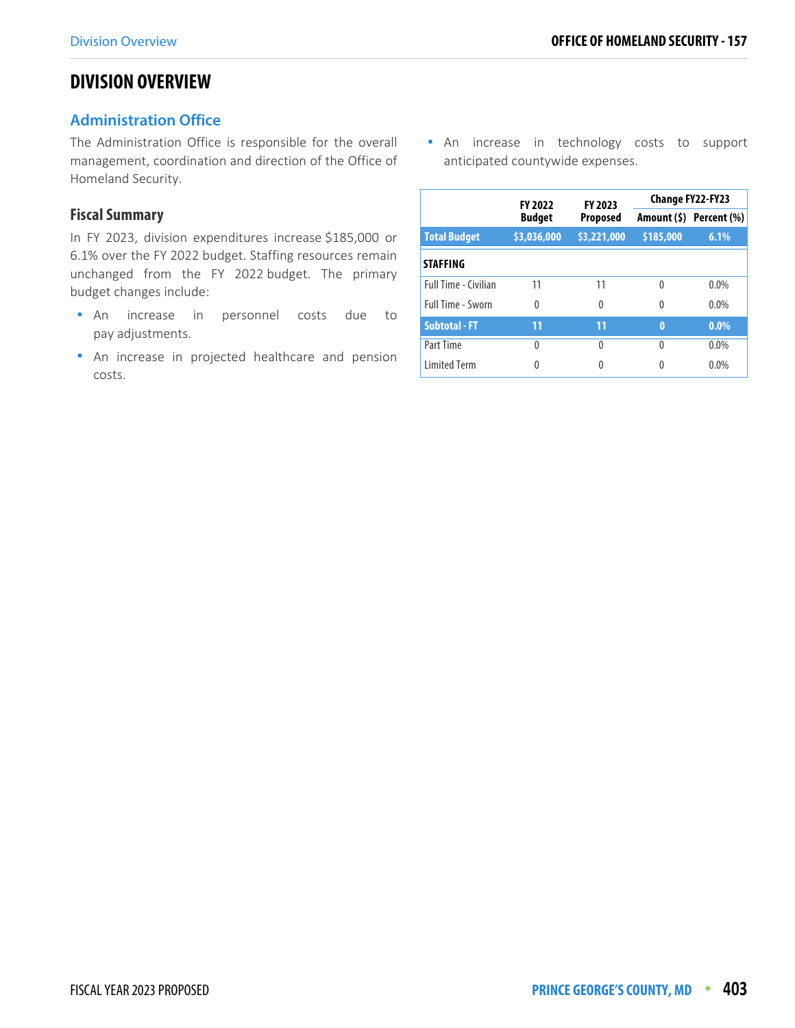# DIVISION OVERVIEW

## Administration Office

The Administration Office is responsible for the overall management, coordination and direction of the Office of Homeland Security.

### Fiscal Summary

In FY 2023, division expenditures increase $185,000 or 6.1% over the FY 2022 budget. Staffing resources remain unchanged from the FY 2022 budget. The primary budget changes include:

- An increase in personnel costs due to pay adjustments.
- An increase in projected healthcare and pension costs.
- An increase in technology costs to support anticipated countywide expenses.

| | FY 2022 Budget | FY 2023 Proposed | Change FY22-FY23 | |
|---|---|---|---|---|
| | | | Amount ($) | Percent (%) |
| **Total Budget** | **$3,036,000** | **$3,221,000** | **$185,000** | **6.1%** |
| **STAFFING** | | | | |
| Full Time - Civilian | 11 | 11 | 0 | 0.0% |
| Full Time - Sworn | 0 | 0 | 0 | 0.0% |
| **Subtotal - FT** | **11** | **11** | **0** | **0.0%** |
| Part Time | 0 | 0 | 0 | 0.0% |
| Limited Term | 0 | 0 | 0 | 0.0% |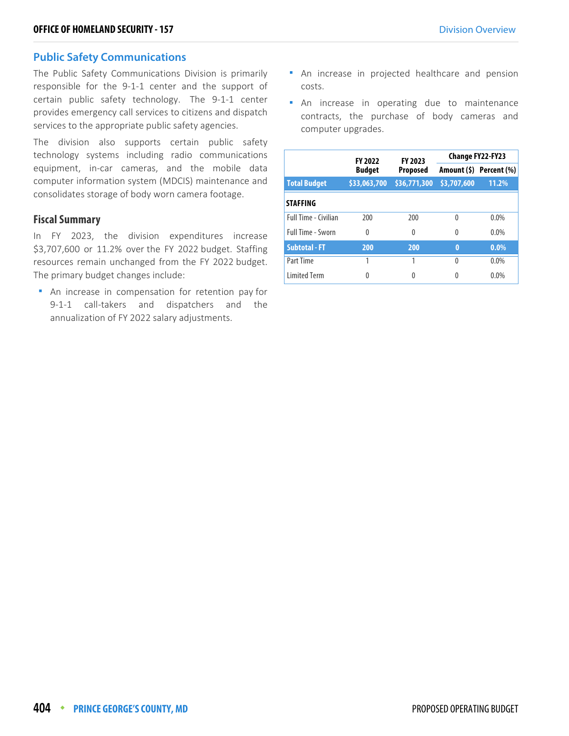## Public Safety Communications

The Public Safety Communications Division is primarily responsible for the 9-1-1 center and the support of certain public safety technology. The 9-1-1 center provides emergency call services to citizens and dispatch services to the appropriate public safety agencies.

The division also supports certain public safety technology systems including radio communications equipment, in-car cameras, and the mobile data computer information system (MDCIS) maintenance and consolidates storage of body worn camera footage.

### Fiscal Summary

In FY 2023, the division expenditures increase $3,707,600 or 11.2% over the FY 2022 budget. Staffing resources remain unchanged from the FY 2022 budget. The primary budget changes include:

- An increase in compensation for retention pay for 9-1-1 call-takers and dispatchers and the annualization of FY 2022 salary adjustments.
- An increase in projected healthcare and pension costs.
- An increase in operating due to maintenance contracts, the purchase of body cameras and computer upgrades.

| | FY 2022 Budget | FY 2023 Proposed | Change FY22-FY23 | |
|---|---|---|---|---|
| | | | Amount ($) | Percent (%) |
| **Total Budget** | **$33,063,700** | **$36,771,300** | **$3,707,600** | **11.2%** |
| **STAFFING** | | | | |
| Full Time - Civilian | 200 | 200 | 0 | 0.0% |
| Full Time - Sworn | 0 | 0 | 0 | 0.0% |
| **Subtotal - FT** | **200** | **200** | **0** | **0.0%** |
| Part Time | 1 | 1 | 0 | 0.0% |
| Limited Term | 0 | 0 | 0 | 0.0% |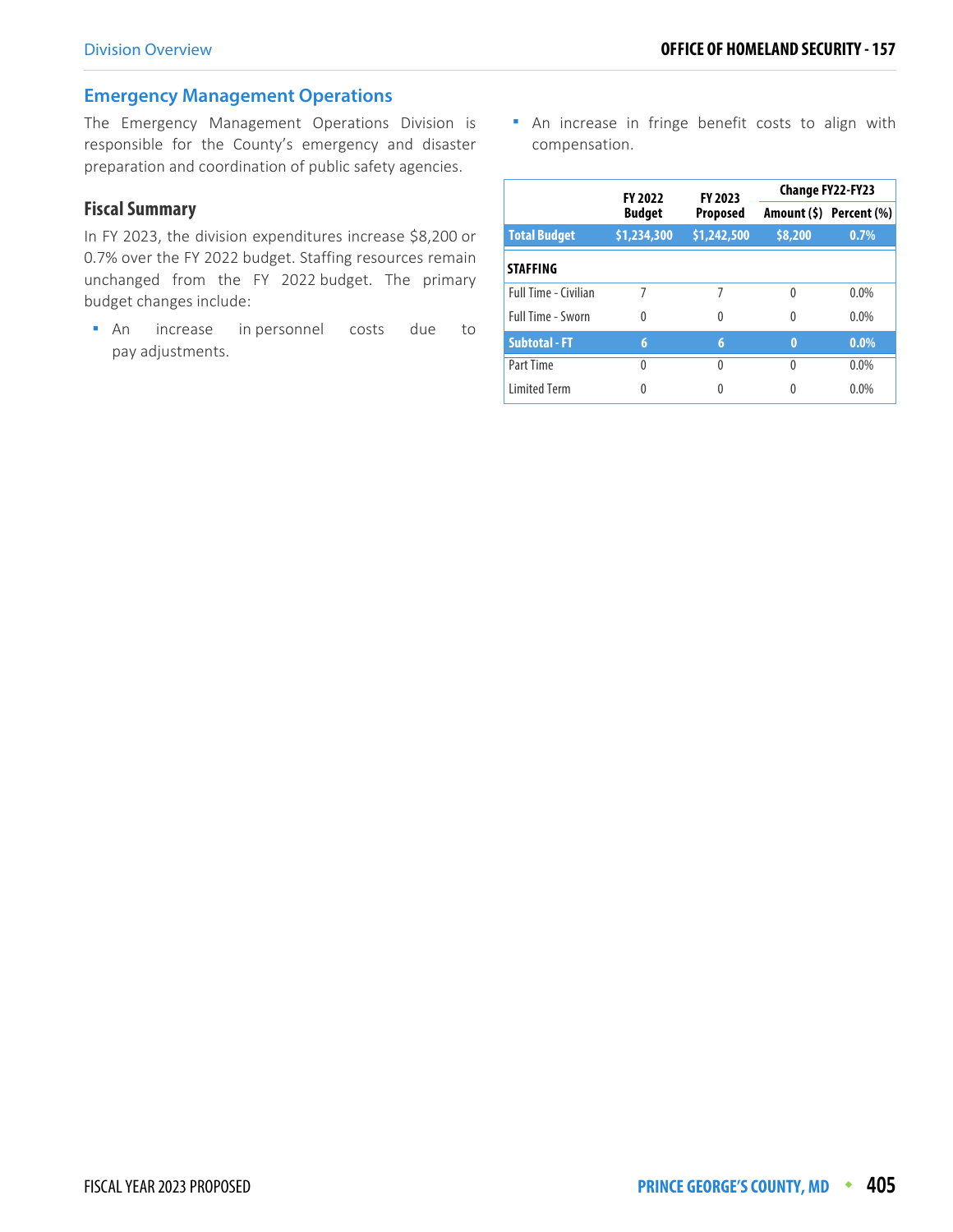## Emergency Management Operations

The Emergency Management Operations Division is responsible for the County's emergency and disaster preparation and coordination of public safety agencies.

### Fiscal Summary

In FY 2023, the division expenditures increase $8,200 or 0.7% over the FY 2022 budget. Staffing resources remain unchanged from the FY 2022 budget. The primary budget changes include:

- An increase in personnel costs due to pay adjustments.
- An increase in fringe benefit costs to align with compensation.

| | FY 2022 Budget | FY 2023 Proposed | Change FY22-FY23 | |
|---|---|---|---|---|
| | | | Amount ($) | Percent (%) |
| **Total Budget** | **$1,234,300** | **$1,242,500** | **$8,200** | **0.7%** |
| **STAFFING** | | | | |
| Full Time - Civilian | 7 | 7 | 0 | 0.0% |
| Full Time - Sworn | 0 | 0 | 0 | 0.0% |
| **Subtotal - FT** | **6** | **6** | **0** | **0.0%** |
| Part Time | 0 | 0 | 0 | 0.0% |
| Limited Term | 0 | 0 | 0 | 0.0% |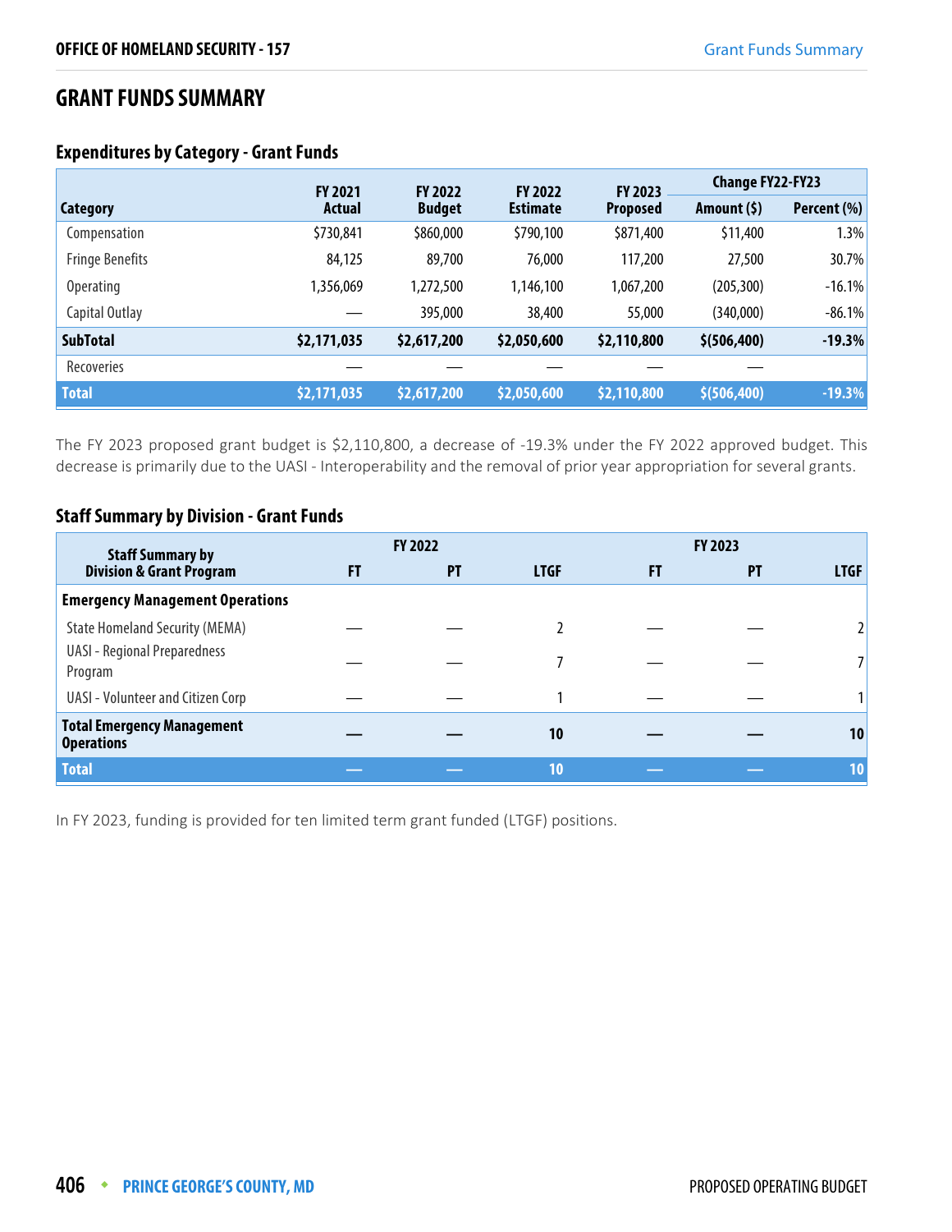## GRANT FUNDS SUMMARY

### Expenditures by Category - Grant Funds

| Category | FY 2021 Actual | FY 2022 Budget | FY 2022 Estimate | FY 2023 Proposed | Change FY22-FY23 Amount ($) | Change FY22-FY23 Percent (%) |
|---|---|---|---|---|---|---|
| Compensation | $730,841 | $860,000 | $790,100 | $871,400 | $11,400 | 1.3% |
| Fringe Benefits | 84,125 | 89,700 | 76,000 | 117,200 | 27,500 | 30.7% |
| Operating | 1,356,069 | 1,272,500 | 1,146,100 | 1,067,200 | (205,300) | -16.1% |
| Capital Outlay | — | 395,000 | 38,400 | 55,000 | (340,000) | -86.1% |
| **SubTotal** | **$2,171,035** | **$2,617,200** | **$2,050,600** | **$2,110,800** | **$(506,400)** | **-19.3%** |
| Recoveries | — | — | — | — | — | |
| **Total** | **$2,171,035** | **$2,617,200** | **$2,050,600** | **$2,110,800** | **$(506,400)** | **-19.3%** |

The FY 2023 proposed grant budget is $2,110,800, a decrease of -19.3% under the FY 2022 approved budget. This decrease is primarily due to the UASI - Interoperability and the removal of prior year appropriation for several grants.

### Staff Summary by Division - Grant Funds

| Staff Summary by Division & Grant Program | FY 2022 | | | FY 2023 | | |
|---|---|---|---|---|---|---|
| | FT | PT | LTGF | FT | PT | LTGF |
| **Emergency Management Operations** | | | | | | |
| State Homeland Security (MEMA) | — | — | 2 | — | — | 2 |
| UASI - Regional Preparedness Program | — | — | 7 | — | — | 7 |
| UASI - Volunteer and Citizen Corp | — | — | 1 | — | — | 1 |
| **Total Emergency Management Operations** | **—** | **—** | **10** | **—** | **—** | **10** |
| **Total** | **—** | **—** | **10** | **—** | **—** | **10** |

In FY 2023, funding is provided for ten limited term grant funded (LTGF) positions.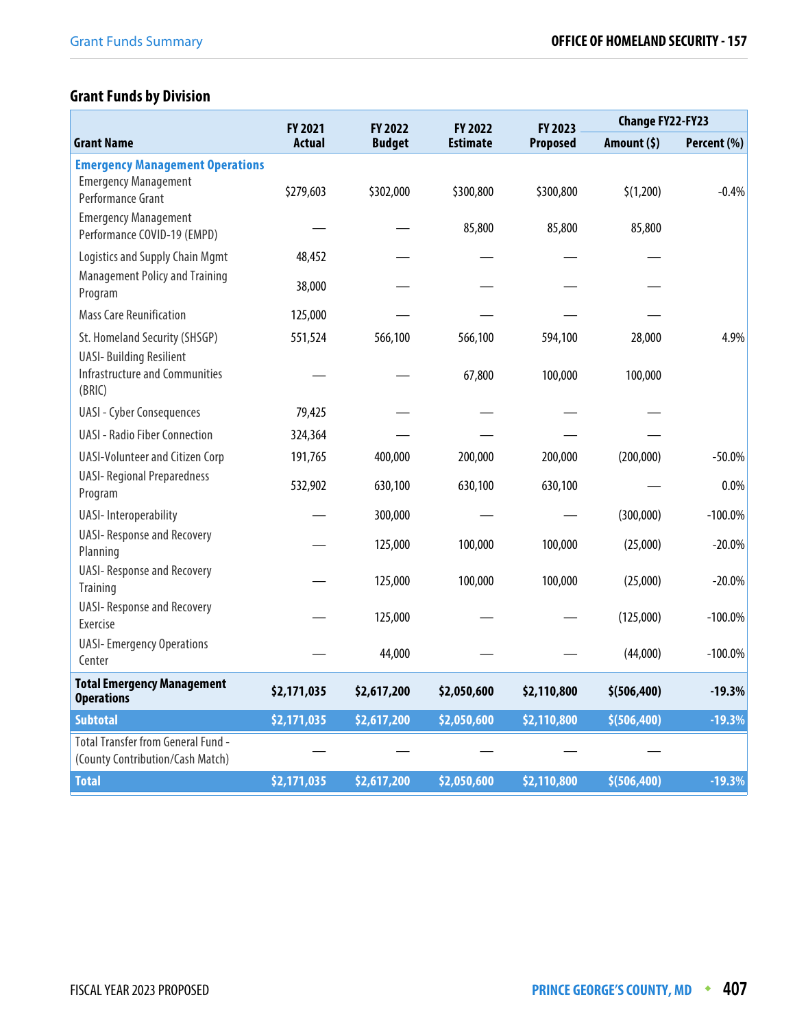## Grant Funds by Division

| Grant Name | FY 2021 Actual | FY 2022 Budget | FY 2022 Estimate | FY 2023 Proposed | Change FY22-FY23 Amount ($) | Change FY22-FY23 Percent (%) |
|---|---|---|---|---|---|---|
| **Emergency Management Operations** | | | | | | |
| Emergency Management Performance Grant | $279,603 | $302,000 | $300,800 | $300,800 | $(1,200) | -0.4% |
| Emergency Management Performance COVID-19 (EMPD) | — | — | 85,800 | 85,800 | 85,800 | |
| Logistics and Supply Chain Mgmt | 48,452 | — | — | — | — | |
| Management Policy and Training Program | 38,000 | — | — | — | — | |
| Mass Care Reunification | 125,000 | — | — | — | — | |
| St. Homeland Security (SHSGP) | 551,524 | 566,100 | 566,100 | 594,100 | 28,000 | 4.9% |
| UASI- Building Resilient Infrastructure and Communities (BRIC) | — | — | 67,800 | 100,000 | 100,000 | |
| UASI - Cyber Consequences | 79,425 | — | — | — | — | |
| UASI - Radio Fiber Connection | 324,364 | — | — | — | — | |
| UASI-Volunteer and Citizen Corp | 191,765 | 400,000 | 200,000 | 200,000 | (200,000) | -50.0% |
| UASI- Regional Preparedness Program | 532,902 | 630,100 | 630,100 | 630,100 | — | 0.0% |
| UASI- Interoperability | — | 300,000 | — | — | (300,000) | -100.0% |
| UASI- Response and Recovery Planning | — | 125,000 | 100,000 | 100,000 | (25,000) | -20.0% |
| UASI- Response and Recovery Training | — | 125,000 | 100,000 | 100,000 | (25,000) | -20.0% |
| UASI- Response and Recovery Exercise | — | 125,000 | — | — | (125,000) | -100.0% |
| UASI- Emergency Operations Center | — | 44,000 | — | — | (44,000) | -100.0% |
| **Total Emergency Management Operations** | **$2,171,035** | **$2,617,200** | **$2,050,600** | **$2,110,800** | **$(506,400)** | **-19.3%** |
| **Subtotal** | **$2,171,035** | **$2,617,200** | **$2,050,600** | **$2,110,800** | **$(506,400)** | **-19.3%** |
| Total Transfer from General Fund - (County Contribution/Cash Match) | — | — | — | — | — | |
| **Total** | **$2,171,035** | **$2,617,200** | **$2,050,600** | **$2,110,800** | **$(506,400)** | **-19.3%** |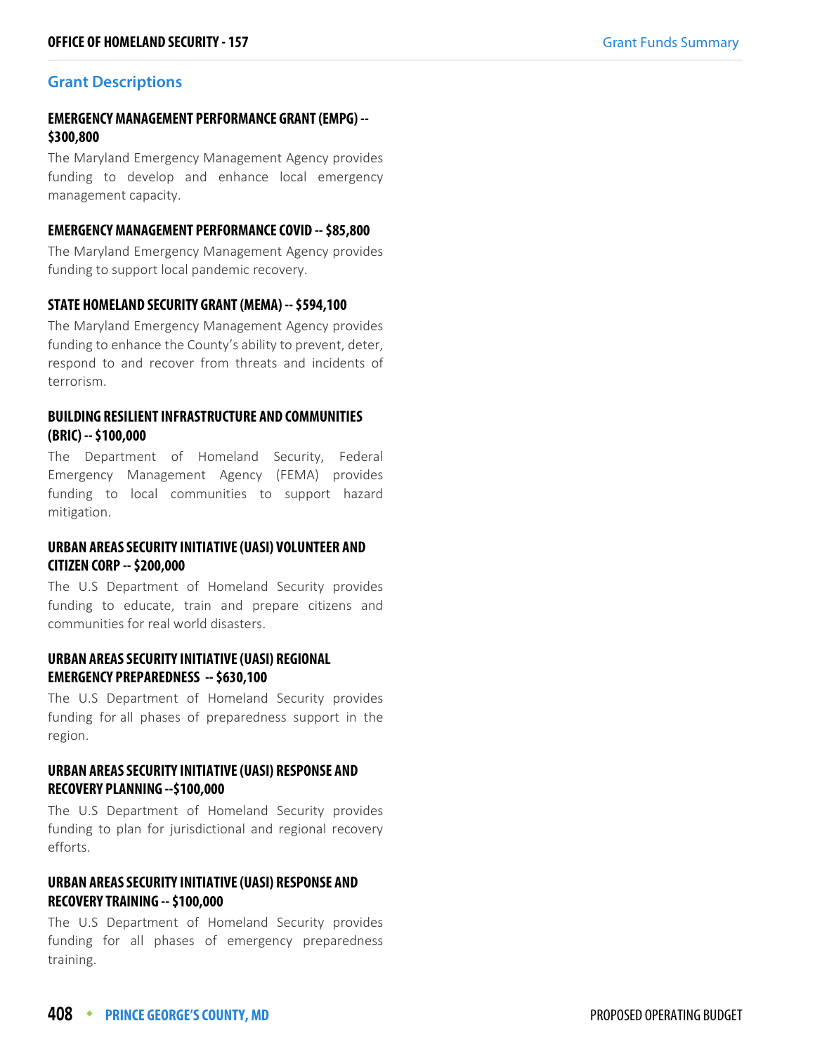## Grant Descriptions

### EMERGENCY MANAGEMENT PERFORMANCE GRANT (EMPG) -- $300,800

The Maryland Emergency Management Agency provides funding to develop and enhance local emergency management capacity.

### EMERGENCY MANAGEMENT PERFORMANCE COVID -- $85,800

The Maryland Emergency Management Agency provides funding to support local pandemic recovery.

### STATE HOMELAND SECURITY GRANT (MEMA) -- $594,100

The Maryland Emergency Management Agency provides funding to enhance the County's ability to prevent, deter, respond to and recover from threats and incidents of terrorism.

### BUILDING RESILIENT INFRASTRUCTURE AND COMMUNITIES (BRIC) -- $100,000

The Department of Homeland Security, Federal Emergency Management Agency (FEMA) provides funding to local communities to support hazard mitigation.

### URBAN AREAS SECURITY INITIATIVE (UASI) VOLUNTEER AND CITIZEN CORP -- $200,000

The U.S Department of Homeland Security provides funding to educate, train and prepare citizens and communities for real world disasters.

### URBAN AREAS SECURITY INITIATIVE (UASI) REGIONAL EMERGENCY PREPAREDNESS -- $630,100

The U.S Department of Homeland Security provides funding for all phases of preparedness support in the region.

### URBAN AREAS SECURITY INITIATIVE (UASI) RESPONSE AND RECOVERY PLANNING --$100,000

The U.S Department of Homeland Security provides funding to plan for jurisdictional and regional recovery efforts.

### URBAN AREAS SECURITY INITIATIVE (UASI) RESPONSE AND RECOVERY TRAINING -- $100,000

The U.S Department of Homeland Security provides funding for all phases of emergency preparedness training.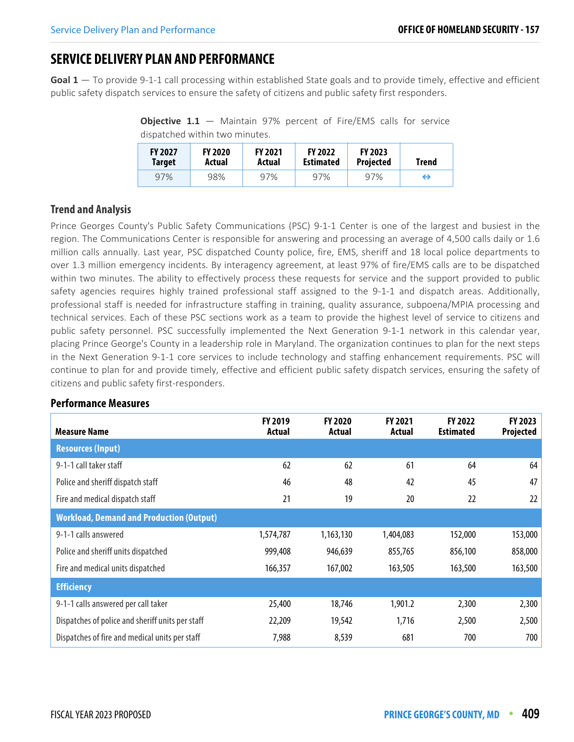## SERVICE DELIVERY PLAN AND PERFORMANCE

**Goal 1** — To provide 9-1-1 call processing within established State goals and to provide timely, effective and efficient public safety dispatch services to ensure the safety of citizens and public safety first responders.

**Objective 1.1** — Maintain 97% percent of Fire/EMS calls for service dispatched within two minutes.

| FY 2027 Target | FY 2020 Actual | FY 2021 Actual | FY 2022 Estimated | FY 2023 Projected | Trend |
|---|---|---|---|---|---|
| 97% | 98% | 97% | 97% | 97% | ⇔ |

### Trend and Analysis

Prince Georges County's Public Safety Communications (PSC) 9-1-1 Center is one of the largest and busiest in the region. The Communications Center is responsible for answering and processing an average of 4,500 calls daily or 1.6 million calls annually. Last year, PSC dispatched County police, fire, EMS, sheriff and 18 local police departments to over 1.3 million emergency incidents. By interagency agreement, at least 97% of fire/EMS calls are to be dispatched within two minutes. The ability to effectively process these requests for service and the support provided to public safety agencies requires highly trained professional staff assigned to the 9-1-1 and dispatch areas. Additionally, professional staff is needed for infrastructure staffing in training, quality assurance, subpoena/MPIA processing and technical services. Each of these PSC sections work as a team to provide the highest level of service to citizens and public safety personnel. PSC successfully implemented the Next Generation 9-1-1 network in this calendar year, placing Prince George's County in a leadership role in Maryland. The organization continues to plan for the next steps in the Next Generation 9-1-1 core services to include technology and staffing enhancement requirements. PSC will continue to plan for and provide timely, effective and efficient public safety dispatch services, ensuring the safety of citizens and public safety first-responders.

### Performance Measures

| Measure Name | FY 2019 Actual | FY 2020 Actual | FY 2021 Actual | FY 2022 Estimated | FY 2023 Projected |
|---|---|---|---|---|---|
| **Resources (Input)** | | | | | |
| 9-1-1 call taker staff | 62 | 62 | 61 | 64 | 64 |
| Police and sheriff dispatch staff | 46 | 48 | 42 | 45 | 47 |
| Fire and medical dispatch staff | 21 | 19 | 20 | 22 | 22 |
| **Workload, Demand and Production (Output)** | | | | | |
| 9-1-1 calls answered | 1,574,787 | 1,163,130 | 1,404,083 | 152,000 | 153,000 |
| Police and sheriff units dispatched | 999,408 | 946,639 | 855,765 | 856,100 | 858,000 |
| Fire and medical units dispatched | 166,357 | 167,002 | 163,505 | 163,500 | 163,500 |
| **Efficiency** | | | | | |
| 9-1-1 calls answered per call taker | 25,400 | 18,746 | 1,901.2 | 2,300 | 2,300 |
| Dispatches of police and sheriff units per staff | 22,209 | 19,542 | 1,716 | 2,500 | 2,500 |
| Dispatches of fire and medical units per staff | 7,988 | 8,539 | 681 | 700 | 700 |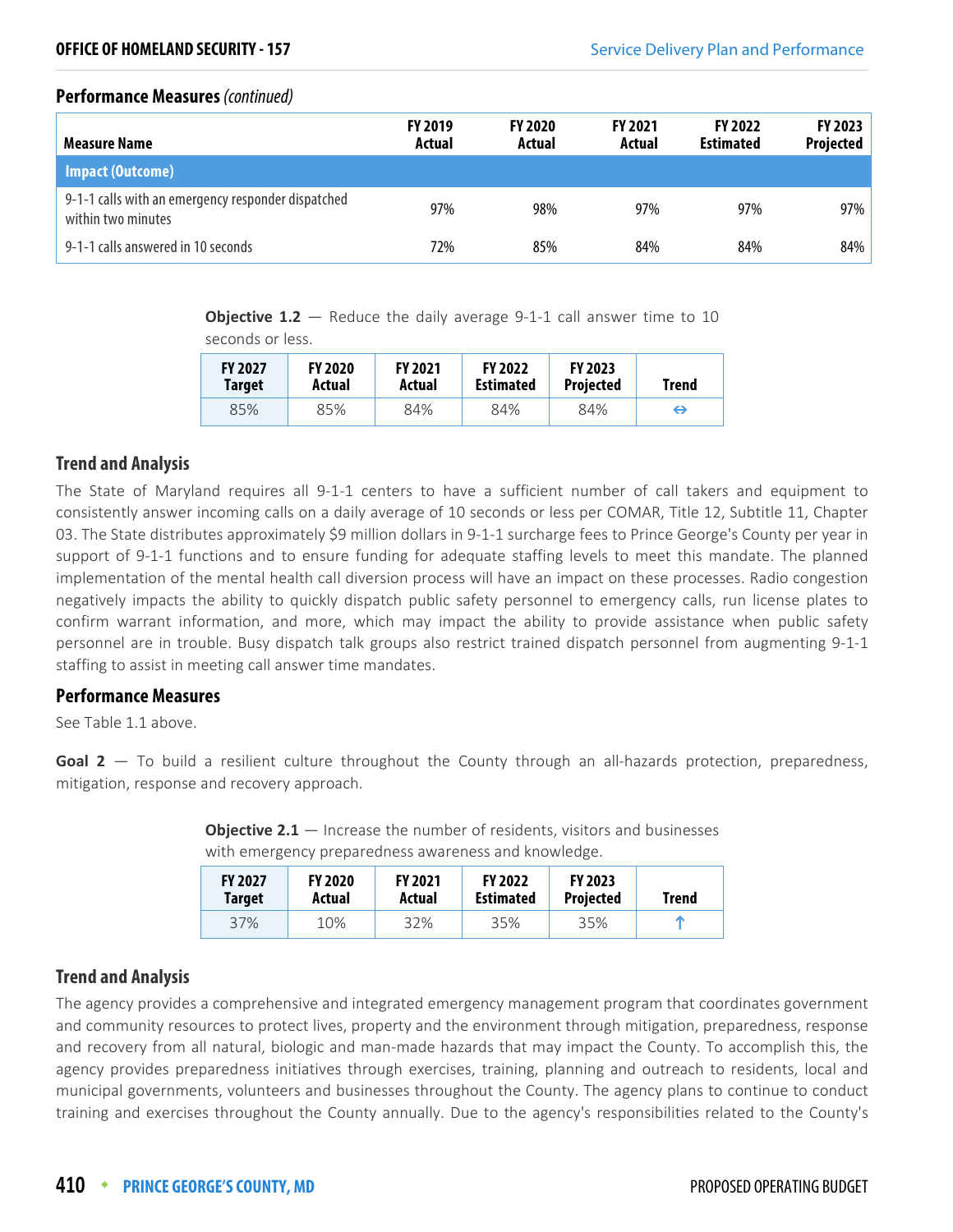## Performance Measures *(continued)*

| Measure Name | FY 2019 Actual | FY 2020 Actual | FY 2021 Actual | FY 2022 Estimated | FY 2023 Projected |
|---|---|---|---|---|---|
| **Impact (Outcome)** | | | | | |
| 9-1-1 calls with an emergency responder dispatched within two minutes | 97% | 98% | 97% | 97% | 97% |
| 9-1-1 calls answered in 10 seconds | 72% | 85% | 84% | 84% | 84% |

**Objective 1.2** — Reduce the daily average 9-1-1 call answer time to 10 seconds or less.

| FY 2027 Target | FY 2020 Actual | FY 2021 Actual | FY 2022 Estimated | FY 2023 Projected | Trend |
|---|---|---|---|---|---|
| 85% | 85% | 84% | 84% | 84% | ⇔ |

### Trend and Analysis

The State of Maryland requires all 9-1-1 centers to have a sufficient number of call takers and equipment to consistently answer incoming calls on a daily average of 10 seconds or less per COMAR, Title 12, Subtitle 11, Chapter 03. The State distributes approximately $9 million dollars in 9-1-1 surcharge fees to Prince George's County per year in support of 9-1-1 functions and to ensure funding for adequate staffing levels to meet this mandate. The planned implementation of the mental health call diversion process will have an impact on these processes. Radio congestion negatively impacts the ability to quickly dispatch public safety personnel to emergency calls, run license plates to confirm warrant information, and more, which may impact the ability to provide assistance when public safety personnel are in trouble. Busy dispatch talk groups also restrict trained dispatch personnel from augmenting 9-1-1 staffing to assist in meeting call answer time mandates.

### Performance Measures

See Table 1.1 above.

**Goal 2** — To build a resilient culture throughout the County through an all-hazards protection, preparedness, mitigation, response and recovery approach.

**Objective 2.1** — Increase the number of residents, visitors and businesses with emergency preparedness awareness and knowledge.

| FY 2027 Target | FY 2020 Actual | FY 2021 Actual | FY 2022 Estimated | FY 2023 Projected | Trend |
|---|---|---|---|---|---|
| 37% | 10% | 32% | 35% | 35% | ↑ |

### Trend and Analysis

The agency provides a comprehensive and integrated emergency management program that coordinates government and community resources to protect lives, property and the environment through mitigation, preparedness, response and recovery from all natural, biologic and man-made hazards that may impact the County. To accomplish this, the agency provides preparedness initiatives through exercises, training, planning and outreach to residents, local and municipal governments, volunteers and businesses throughout the County. The agency plans to continue to conduct training and exercises throughout the County annually. Due to the agency's responsibilities related to the County's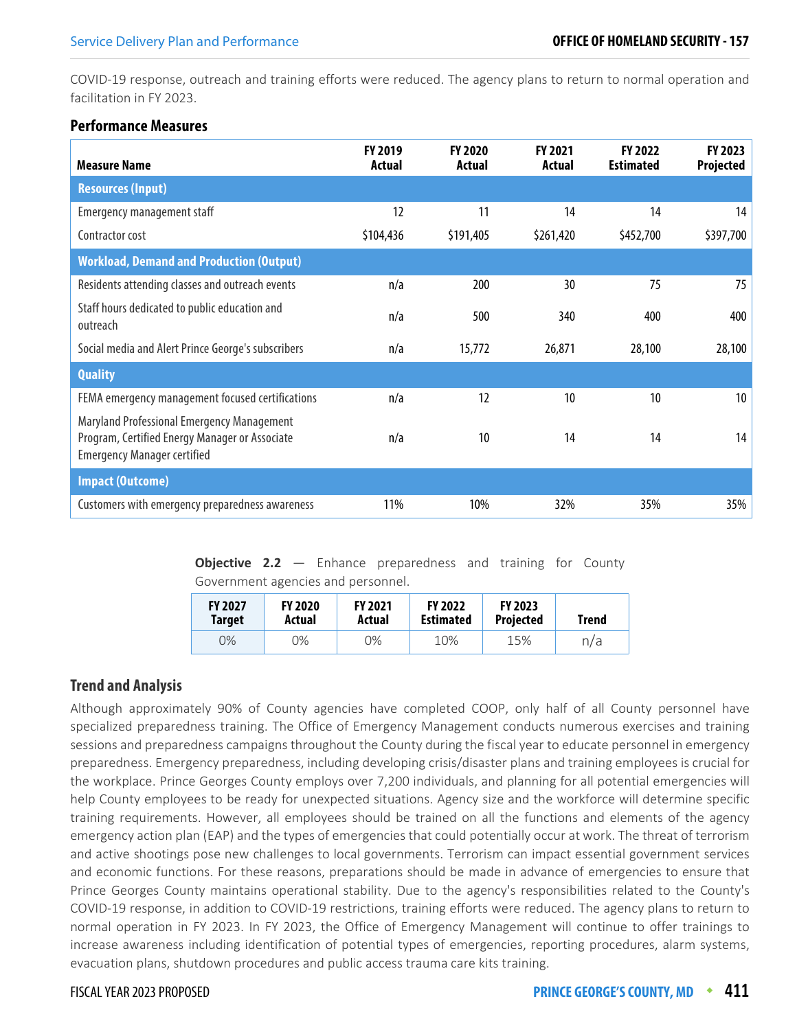COVID-19 response, outreach and training efforts were reduced. The agency plans to return to normal operation and facilitation in FY 2023.

### Performance Measures

| Measure Name | FY 2019 Actual | FY 2020 Actual | FY 2021 Actual | FY 2022 Estimated | FY 2023 Projected |
|---|---|---|---|---|---|
| **Resources (Input)** | | | | | |
| Emergency management staff | 12 | 11 | 14 | 14 | 14 |
| Contractor cost | $104,436 | $191,405 | $261,420 | $452,700 | $397,700 |
| **Workload, Demand and Production (Output)** | | | | | |
| Residents attending classes and outreach events | n/a | 200 | 30 | 75 | 75 |
| Staff hours dedicated to public education and outreach | n/a | 500 | 340 | 400 | 400 |
| Social media and Alert Prince George's subscribers | n/a | 15,772 | 26,871 | 28,100 | 28,100 |
| **Quality** | | | | | |
| FEMA emergency management focused certifications | n/a | 12 | 10 | 10 | 10 |
| Maryland Professional Emergency Management Program, Certified Energy Manager or Associate Emergency Manager certified | n/a | 10 | 14 | 14 | 14 |
| **Impact (Outcome)** | | | | | |
| Customers with emergency preparedness awareness | 11% | 10% | 32% | 35% | 35% |

**Objective 2.2** — Enhance preparedness and training for County Government agencies and personnel.

| FY 2027 Target | FY 2020 Actual | FY 2021 Actual | FY 2022 Estimated | FY 2023 Projected | Trend |
|---|---|---|---|---|---|
| 0% | 0% | 0% | 10% | 15% | n/a |

### Trend and Analysis

Although approximately 90% of County agencies have completed COOP, only half of all County personnel have specialized preparedness training. The Office of Emergency Management conducts numerous exercises and training sessions and preparedness campaigns throughout the County during the fiscal year to educate personnel in emergency preparedness. Emergency preparedness, including developing crisis/disaster plans and training employees is crucial for the workplace. Prince Georges County employs over 7,200 individuals, and planning for all potential emergencies will help County employees to be ready for unexpected situations. Agency size and the workforce will determine specific training requirements. However, all employees should be trained on all the functions and elements of the agency emergency action plan (EAP) and the types of emergencies that could potentially occur at work. The threat of terrorism and active shootings pose new challenges to local governments. Terrorism can impact essential government services and economic functions. For these reasons, preparations should be made in advance of emergencies to ensure that Prince Georges County maintains operational stability. Due to the agency's responsibilities related to the County's COVID-19 response, in addition to COVID-19 restrictions, training efforts were reduced. The agency plans to return to normal operation in FY 2023. In FY 2023, the Office of Emergency Management will continue to offer trainings to increase awareness including identification of potential types of emergencies, reporting procedures, alarm systems, evacuation plans, shutdown procedures and public access trauma care kits training.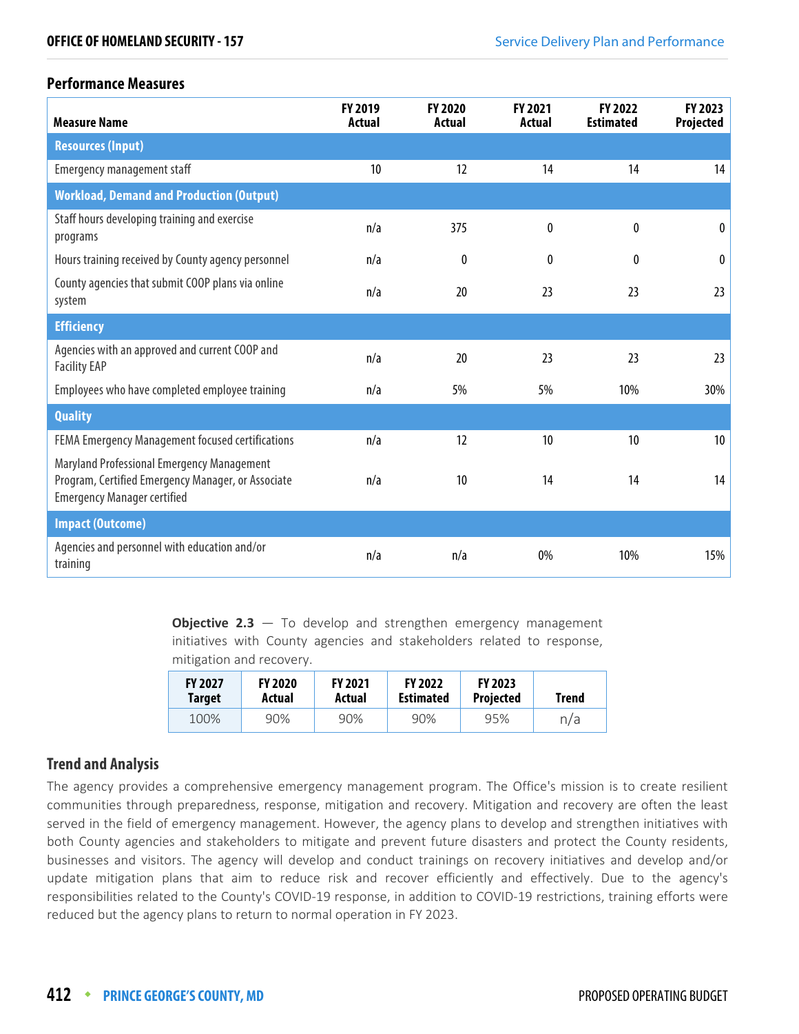## Performance Measures

| Measure Name | FY 2019 Actual | FY 2020 Actual | FY 2021 Actual | FY 2022 Estimated | FY 2023 Projected |
|---|---|---|---|---|---|
| **Resources (Input)** | | | | | |
| Emergency management staff | 10 | 12 | 14 | 14 | 14 |
| **Workload, Demand and Production (Output)** | | | | | |
| Staff hours developing training and exercise programs | n/a | 375 | 0 | 0 | 0 |
| Hours training received by County agency personnel | n/a | 0 | 0 | 0 | 0 |
| County agencies that submit COOP plans via online system | n/a | 20 | 23 | 23 | 23 |
| **Efficiency** | | | | | |
| Agencies with an approved and current COOP and Facility EAP | n/a | 20 | 23 | 23 | 23 |
| Employees who have completed employee training | n/a | 5% | 5% | 10% | 30% |
| **Quality** | | | | | |
| FEMA Emergency Management focused certifications | n/a | 12 | 10 | 10 | 10 |
| Maryland Professional Emergency Management Program, Certified Emergency Manager, or Associate Emergency Manager certified | n/a | 10 | 14 | 14 | 14 |
| **Impact (Outcome)** | | | | | |
| Agencies and personnel with education and/or training | n/a | n/a | 0% | 10% | 15% |

**Objective 2.3** — To develop and strengthen emergency management initiatives with County agencies and stakeholders related to response, mitigation and recovery.

| FY 2027 Target | FY 2020 Actual | FY 2021 Actual | FY 2022 Estimated | FY 2023 Projected | Trend |
|---|---|---|---|---|---|
| 100% | 90% | 90% | 90% | 95% | n/a |

## Trend and Analysis

The agency provides a comprehensive emergency management program. The Office's mission is to create resilient communities through preparedness, response, mitigation and recovery. Mitigation and recovery are often the least served in the field of emergency management. However, the agency plans to develop and strengthen initiatives with both County agencies and stakeholders to mitigate and prevent future disasters and protect the County residents, businesses and visitors. The agency will develop and conduct trainings on recovery initiatives and develop and/or update mitigation plans that aim to reduce risk and recover efficiently and effectively. Due to the agency's responsibilities related to the County's COVID-19 response, in addition to COVID-19 restrictions, training efforts were reduced but the agency plans to return to normal operation in FY 2023.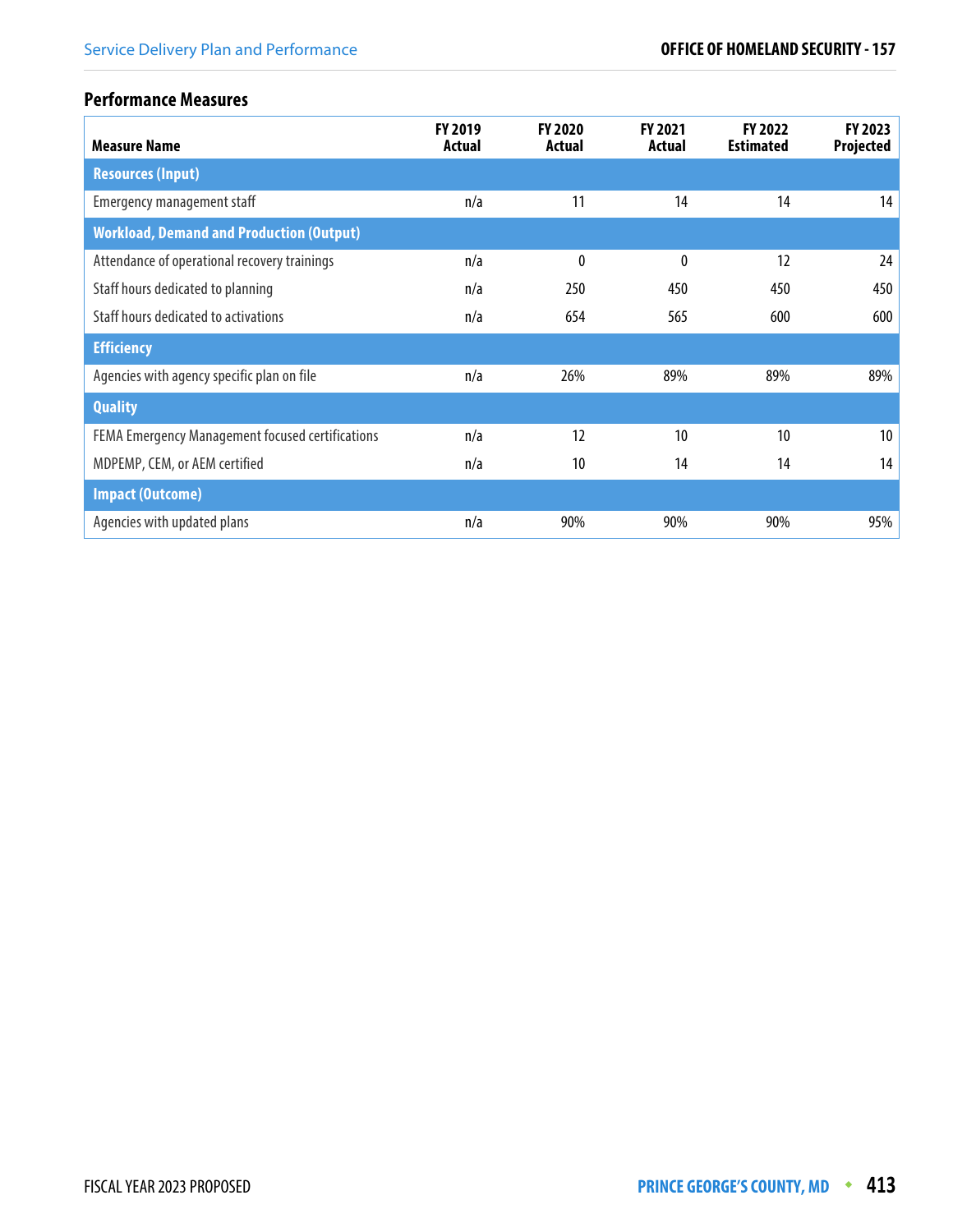### Performance Measures

| Measure Name | FY 2019 Actual | FY 2020 Actual | FY 2021 Actual | FY 2022 Estimated | FY 2023 Projected |
|---|---|---|---|---|---|
| **Resources (Input)** | | | | | |
| Emergency management staff | n/a | 11 | 14 | 14 | 14 |
| **Workload, Demand and Production (Output)** | | | | | |
| Attendance of operational recovery trainings | n/a | 0 | 0 | 12 | 24 |
| Staff hours dedicated to planning | n/a | 250 | 450 | 450 | 450 |
| Staff hours dedicated to activations | n/a | 654 | 565 | 600 | 600 |
| **Efficiency** | | | | | |
| Agencies with agency specific plan on file | n/a | 26% | 89% | 89% | 89% |
| **Quality** | | | | | |
| FEMA Emergency Management focused certifications | n/a | 12 | 10 | 10 | 10 |
| MDPEMP, CEM, or AEM certified | n/a | 10 | 14 | 14 | 14 |
| **Impact (Outcome)** | | | | | |
| Agencies with updated plans | n/a | 90% | 90% | 90% | 95% |